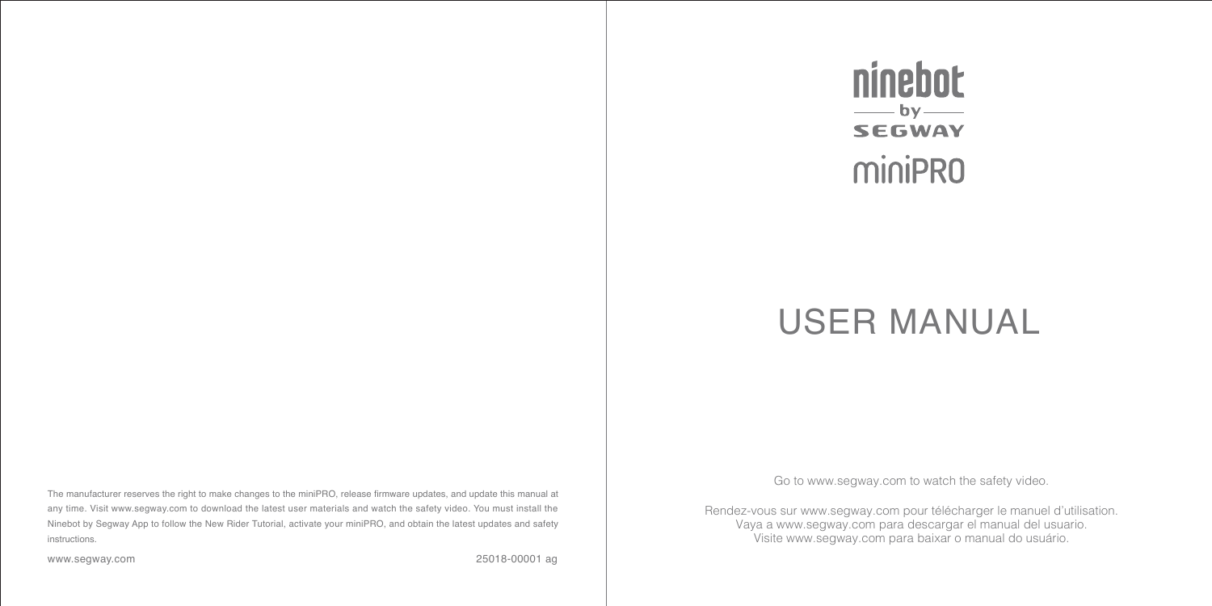# ninebot by SEGWAY miniPRO

# USER MANUAL

Go to www.segway.com to watch the safety video.

Rendez-vous sur www.segway.com pour télécharger le manuel d'utilisation.
Vaya a www.segway.com para descargar el manual del usuario.
Visite www.segway.com para baixar o manual do usuário.

The manufacturer reserves the right to make changes to the miniPRO, release firmware updates, and update this manual at any time. Visit www.segway.com to download the latest user materials and watch the safety video. You must install the Ninebot by Segway App to follow the New Rider Tutorial, activate your miniPRO, and obtain the latest updates and safety instructions.

www.segway.com

25018-00001 ag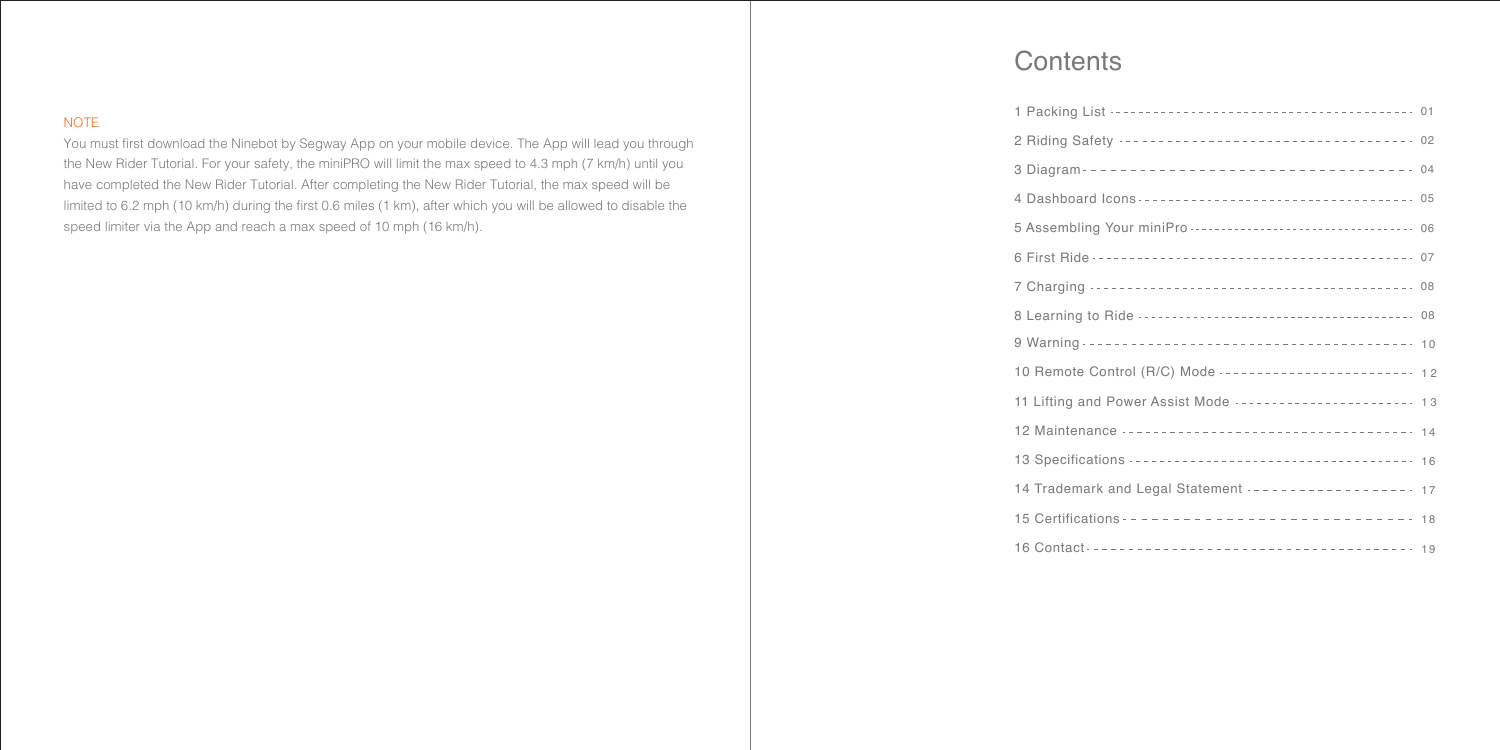NOTE

You must first download the Ninebot by Segway App on your mobile device. The App will lead you through the New Rider Tutorial. For your safety, the miniPRO will limit the max speed to 4.3 mph (7 km/h) until you have completed the New Rider Tutorial. After completing the New Rider Tutorial, the max speed will be limited to 6.2 mph (10 km/h) during the first 0.6 miles (1 km), after which you will be allowed to disable the speed limiter via the App and reach a max speed of 10 mph (16 km/h).

# Contents

| | |
|---|---|
| 1 Packing List | 01 |
| 2 Riding Safety | 02 |
| 3 Diagram | 04 |
| 4 Dashboard Icons | 05 |
| 5 Assembling Your miniPro | 06 |
| 6 First Ride | 07 |
| 7 Charging | 08 |
| 8 Learning to Ride | 08 |
| 9 Warning | 10 |
| 10 Remote Control (R/C) Mode | 12 |
| 11 Lifting and Power Assist Mode | 13 |
| 12 Maintenance | 14 |
| 13 Specifications | 16 |
| 14 Trademark and Legal Statement | 17 |
| 15 Certifications | 18 |
| 16 Contact | 19 |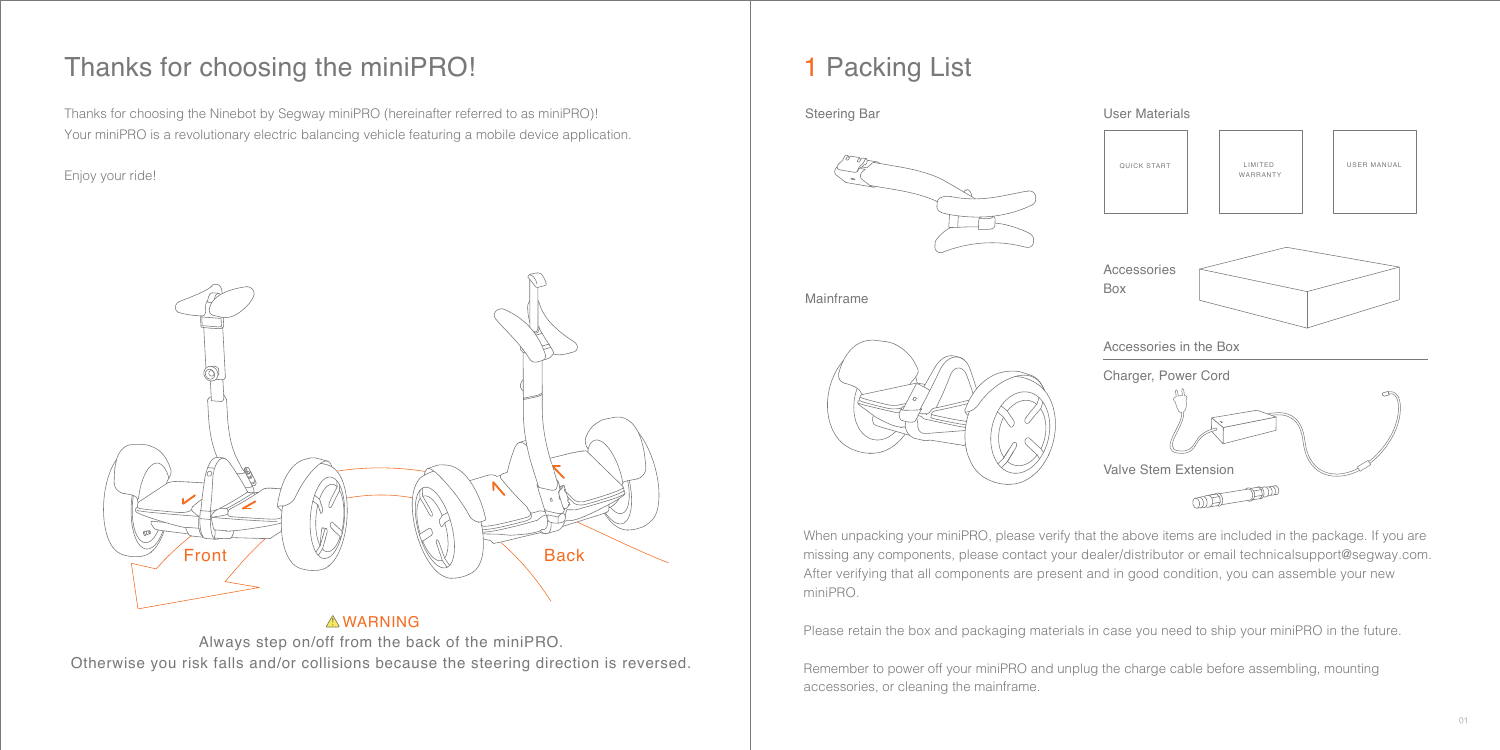# Thanks for choosing the miniPRO!

Thanks for choosing the Ninebot by Segway miniPRO (hereinafter referred to as miniPRO)!
Your miniPRO is a revolutionary electric balancing vehicle featuring a mobile device application.

Enjoy your ride!

Front

Back

⚠ WARNING

Always step on/off from the back of the miniPRO.
Otherwise you risk falls and/or collisions because the steering direction is reversed.

# 1 Packing List

Steering Bar

Mainframe

User Materials

QUICK START

LIMITED WARRANTY

USER MANUAL

Accessories Box

Accessories in the Box

Charger, Power Cord

Valve Stem Extension

When unpacking your miniPRO, please verify that the above items are included in the package. If you are missing any components, please contact your dealer/distributor or email technicalsupport@segway.com. After verifying that all components are present and in good condition, you can assemble your new miniPRO.

Please retain the box and packaging materials in case you need to ship your miniPRO in the future.

Remember to power off your miniPRO and unplug the charge cable before assembling, mounting accessories, or cleaning the mainframe.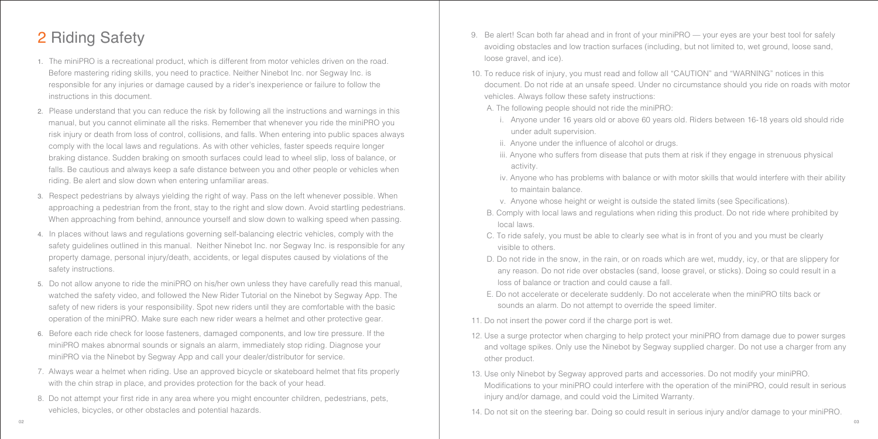## 2 Riding Safety

1. The miniPRO is a recreational product, which is different from motor vehicles driven on the road. Before mastering riding skills, you need to practice. Neither Ninebot Inc. nor Segway Inc. is responsible for any injuries or damage caused by a rider's inexperience or failure to follow the instructions in this document.
2. Please understand that you can reduce the risk by following all the instructions and warnings in this manual, but you cannot eliminate all the risks. Remember that whenever you ride the miniPRO you risk injury or death from loss of control, collisions, and falls. When entering into public spaces always comply with the local laws and regulations. As with other vehicles, faster speeds require longer braking distance. Sudden braking on smooth surfaces could lead to wheel slip, loss of balance, or falls. Be cautious and always keep a safe distance between you and other people or vehicles when riding. Be alert and slow down when entering unfamiliar areas.
3. Respect pedestrians by always yielding the right of way. Pass on the left whenever possible. When approaching a pedestrian from the front, stay to the right and slow down. Avoid startling pedestrians. When approaching from behind, announce yourself and slow down to walking speed when passing.
4. In places without laws and regulations governing self-balancing electric vehicles, comply with the safety guidelines outlined in this manual. Neither Ninebot Inc. nor Segway Inc. is responsible for any property damage, personal injury/death, accidents, or legal disputes caused by violations of the safety instructions.
5. Do not allow anyone to ride the miniPRO on his/her own unless they have carefully read this manual, watched the safety video, and followed the New Rider Tutorial on the Ninebot by Segway App. The safety of new riders is your responsibility. Spot new riders until they are comfortable with the basic operation of the miniPRO. Make sure each new rider wears a helmet and other protective gear.
6. Before each ride check for loose fasteners, damaged components, and low tire pressure. If the miniPRO makes abnormal sounds or signals an alarm, immediately stop riding. Diagnose your miniPRO via the Ninebot by Segway App and call your dealer/distributor for service.
7. Always wear a helmet when riding. Use an approved bicycle or skateboard helmet that fits properly with the chin strap in place, and provides protection for the back of your head.
8. Do not attempt your first ride in any area where you might encounter children, pedestrians, pets, vehicles, bicycles, or other obstacles and potential hazards.
9. Be alert! Scan both far ahead and in front of your miniPRO — your eyes are your best tool for safely avoiding obstacles and low traction surfaces (including, but not limited to, wet ground, loose sand, loose gravel, and ice).
10. To reduce risk of injury, you must read and follow all "CAUTION" and "WARNING" notices in this document. Do not ride at an unsafe speed. Under no circumstance should you ride on roads with motor vehicles. Always follow these safety instructions:
    - A. The following people should not ride the miniPRO:
        - i. Anyone under 16 years old or above 60 years old. Riders between 16-18 years old should ride under adult supervision.
        - ii. Anyone under the influence of alcohol or drugs.
        - iii. Anyone who suffers from disease that puts them at risk if they engage in strenuous physical activity.
        - iv. Anyone who has problems with balance or with motor skills that would interfere with their ability to maintain balance.
        - v. Anyone whose height or weight is outside the stated limits (see Specifications).
    - B. Comply with local laws and regulations when riding this product. Do not ride where prohibited by local laws.
    - C. To ride safely, you must be able to clearly see what is in front of you and you must be clearly visible to others.
    - D. Do not ride in the snow, in the rain, or on roads which are wet, muddy, icy, or that are slippery for any reason. Do not ride over obstacles (sand, loose gravel, or sticks). Doing so could result in a loss of balance or traction and could cause a fall.
    - E. Do not accelerate or decelerate suddenly. Do not accelerate when the miniPRO tilts back or sounds an alarm. Do not attempt to override the speed limiter.
11. Do not insert the power cord if the charge port is wet.
12. Use a surge protector when charging to help protect your miniPRO from damage due to power surges and voltage spikes. Only use the Ninebot by Segway supplied charger. Do not use a charger from any other product.
13. Use only Ninebot by Segway approved parts and accessories. Do not modify your miniPRO. Modifications to your miniPRO could interfere with the operation of the miniPRO, could result in serious injury and/or damage, and could void the Limited Warranty.
14. Do not sit on the steering bar. Doing so could result in serious injury and/or damage to your miniPRO.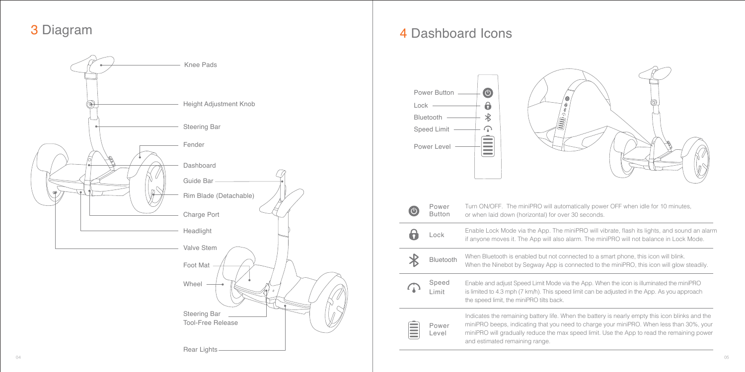# 3 Diagram

- Knee Pads
- Height Adjustment Knob
- Steering Bar
- Fender
- Dashboard
- Guide Bar
- Rim Blade (Detachable)
- Charge Port
- Headlight
- Valve Stem
- Foot Mat
- Wheel
- Steering Bar Tool-Free Release
- Rear Lights

# 4 Dashboard Icons

- Power Button
- Lock
- Bluetooth
- Speed Limit
- Power Level

| Icon | Description |
| --- | --- |
| Power Button | Turn ON/OFF. The miniPRO will automatically power OFF when idle for 10 minutes, or when laid down (horizontal) for over 30 seconds. |
| Lock | Enable Lock Mode via the App. The miniPRO will vibrate, flash its lights, and sound an alarm if anyone moves it. The App will also alarm. The miniPRO will not balance in Lock Mode. |
| Bluetooth | When Bluetooth is enabled but not connected to a smart phone, this icon will blink. When the Ninebot by Segway App is connected to the miniPRO, this icon will glow steadily. |
| Speed Limit | Enable and adjust Speed Limit Mode via the App. When the icon is illuminated the miniPRO is limited to 4.3 mph (7 km/h). This speed limit can be adjusted in the App. As you approach the speed limit, the miniPRO tilts back. |
| Power Level | Indicates the remaining battery life. When the battery is nearly empty this icon blinks and the miniPRO beeps, indicating that you need to charge your miniPRO. When less than 30%, your miniPRO will gradually reduce the max speed limit. Use the App to read the remaining power and estimated remaining range. |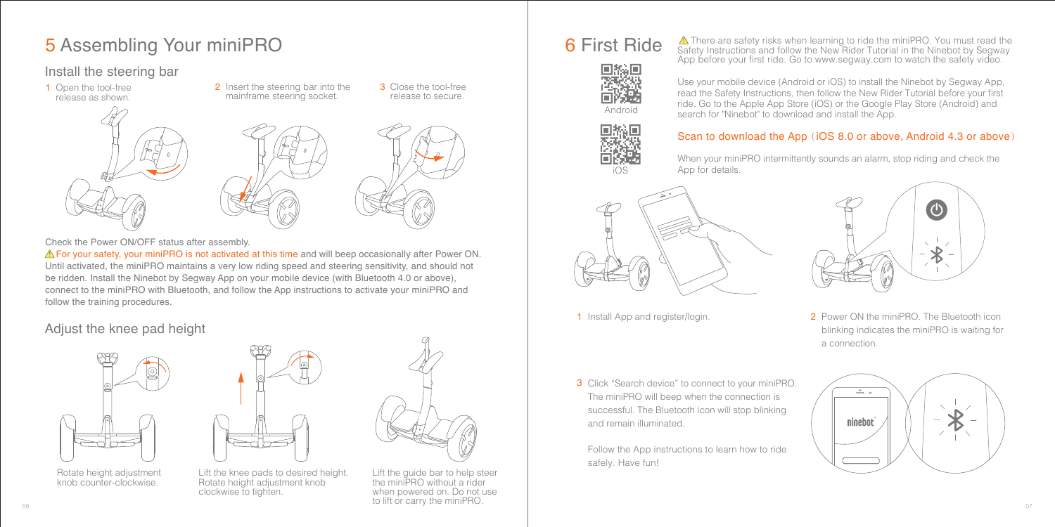# 5 Assembling Your miniPRO

## Install the steering bar

1. Open the tool-free release as shown.
2. Insert the steering bar into the mainframe steering socket.
3. Close the tool-free release to secure.

Check the Power ON/OFF status after assembly.

⚠ For your safety, your miniPRO is not activated at this time and will beep occasionally after Power ON. Until activated, the miniPRO maintains a very low riding speed and steering sensitivity, and should not be ridden. Install the Ninebot by Segway App on your mobile device (with Bluetooth 4.0 or above), connect to the miniPRO with Bluetooth, and follow the App instructions to activate your miniPRO and follow the training procedures.

## Adjust the knee pad height

Rotate height adjustment knob counter-clockwise.

Lift the knee pads to desired height. Rotate height adjustment knob clockwise to tighten.

Lift the guide bar to help steer the miniPRO without a rider when powered on. Do not use to lift or carry the miniPRO.

# 6 First Ride

⚠ There are safety risks when learning to ride the miniPRO. You must read the Safety Instructions and follow the New Rider Tutorial in the Ninebot by Segway App before your first ride. Go to www.segway.com to watch the safety video.

Android

iOS

Use your mobile device (Android or iOS) to install the Ninebot by Segway App, read the Safety Instructions, then follow the New Rider Tutorial before your first ride. Go to the Apple App Store (iOS) or the Google Play Store (Android) and search for "Ninebot" to download and install the App.

### Scan to download the App（iOS 8.0 or above, Android 4.3 or above）

When your miniPRO intermittently sounds an alarm, stop riding and check the App for details.

1. Install App and register/login.
2. Power ON the miniPRO. The Bluetooth icon blinking indicates the miniPRO is waiting for a connection.
3. Click "Search device" to connect to your miniPRO. The miniPRO will beep when the connection is successful. The Bluetooth icon will stop blinking and remain illuminated.

   Follow the App instructions to learn how to ride safely. Have fun!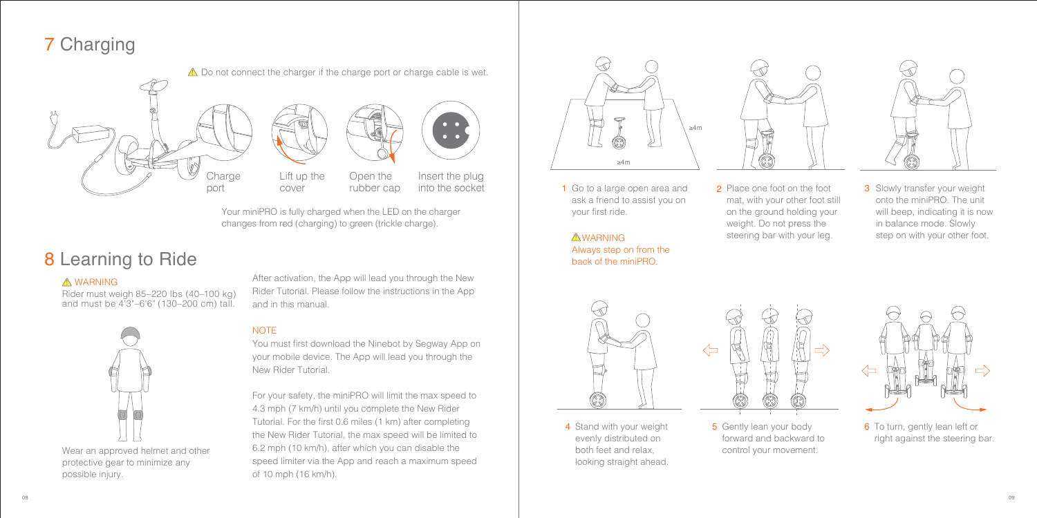## 7 Charging

⚠ Do not connect the charger if the charge port or charge cable is wet.

Charge port

Lift up the cover

Open the rubber cap

Insert the plug into the socket

Your miniPRO is fully charged when the LED on the charger changes from red (charging) to green (trickle charge).

## 8 Learning to Ride

⚠ WARNING

Rider must weigh 85–220 lbs (40–100 kg) and must be 4'3"–6'6" (130–200 cm) tall.

Wear an approved helmet and other protective gear to minimize any possible injury.

After activation, the App will lead you through the New Rider Tutorial. Please follow the instructions in the App and in this manual.

NOTE

You must first download the Ninebot by Segway App on your mobile device. The App will lead you through the New Rider Tutorial.

For your safety, the miniPRO will limit the max speed to 4.3 mph (7 km/h) until you complete the New Rider Tutorial. For the first 0.6 miles (1 km) after completing the New Rider Tutorial, the max speed will be limited to 6.2 mph (10 km/h), after which you can disable the speed limiter via the App and reach a maximum speed of 10 mph (16 km/h).

≥4m

≥4m

1 Go to a large open area and ask a friend to assist you on your first ride.

⚠WARNING
Always step on from the back of the miniPRO.

2 Place one foot on the foot mat, with your other foot still on the ground holding your weight. Do not press the steering bar with your leg.

3 Slowly transfer your weight onto the miniPRO. The unit will beep, indicating it is now in balance mode. Slowly step on with your other foot.

4 Stand with your weight evenly distributed on both feet and relax, looking straight ahead.

5 Gently lean your body forward and backward to control your movement.

6 To turn, gently lean left or right against the steering bar.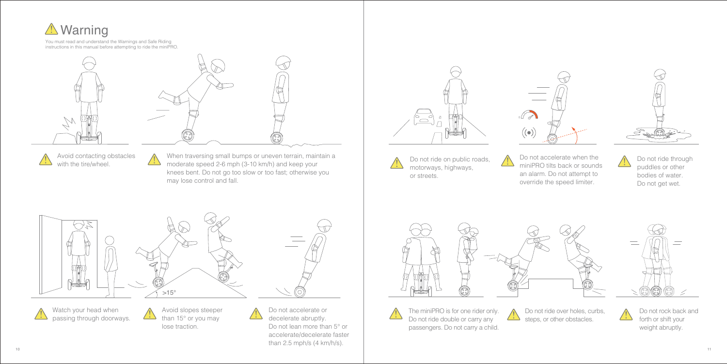# Warning

You must read and understand the Warnings and Safe Riding instructions in this manual before attempting to ride the miniPRO.

Avoid contacting obstacles with the tire/wheel.

When traversing small bumps or uneven terrain, maintain a moderate speed 2-6 mph (3-10 km/h) and keep your knees bent. Do not go too slow or too fast; otherwise you may lose control and fall.

Watch your head when passing through doorways.

>15°

Avoid slopes steeper than 15° or you may lose traction.

Do not accelerate or decelerate abruptly. Do not lean more than 5° or accelerate/decelerate faster than 2.5 mph/s (4 km/h/s).

Do not ride on public roads, motorways, highways, or streets.

Do not accelerate when the miniPRO tilts back or sounds an alarm. Do not attempt to override the speed limiter.

Do not ride through puddles or other bodies of water. Do not get wet.

The miniPRO is for one rider only. Do not ride double or carry any passengers. Do not carry a child.

Do not ride over holes, curbs, steps, or other obstacles.

Do not rock back and forth or shift your weight abruptly.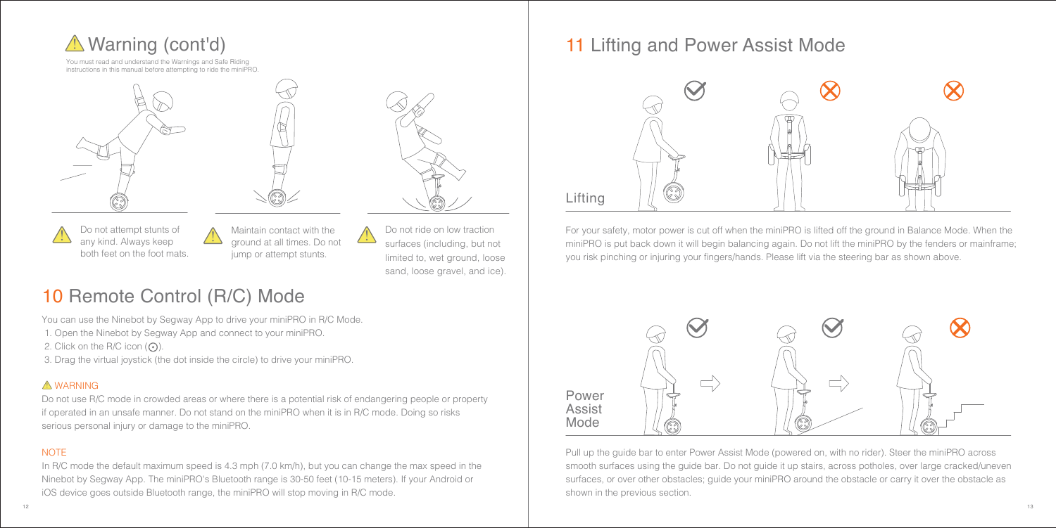# ⚠ Warning (cont'd)

You must read and understand the Warnings and Safe Riding instructions in this manual before attempting to ride the miniPRO.

⚠ Do not attempt stunts of any kind. Always keep both feet on the foot mats.

⚠ Maintain contact with the ground at all times. Do not jump or attempt stunts.

⚠ Do not ride on low traction surfaces (including, but not limited to, wet ground, loose sand, loose gravel, and ice).

## 10 Remote Control (R/C) Mode

You can use the Ninebot by Segway App to drive your miniPRO in R/C Mode.

1. Open the Ninebot by Segway App and connect to your miniPRO.
2. Click on the R/C icon (⨀).
3. Drag the virtual joystick (the dot inside the circle) to drive your miniPRO.

**⚠ WARNING**

Do not use R/C mode in crowded areas or where there is a potential risk of endangering people or property if operated in an unsafe manner. Do not stand on the miniPRO when it is in R/C mode. Doing so risks serious personal injury or damage to the miniPRO.

**NOTE**

In R/C mode the default maximum speed is 4.3 mph (7.0 km/h), but you can change the max speed in the Ninebot by Segway App. The miniPRO's Bluetooth range is 30-50 feet (10-15 meters). If your Android or iOS device goes outside Bluetooth range, the miniPRO will stop moving in R/C mode.

## 11 Lifting and Power Assist Mode

Lifting

For your safety, motor power is cut off when the miniPRO is lifted off the ground in Balance Mode. When the miniPRO is put back down it will begin balancing again. Do not lift the miniPRO by the fenders or mainframe; you risk pinching or injuring your fingers/hands. Please lift via the steering bar as shown above.

Power Assist Mode

Pull up the guide bar to enter Power Assist Mode (powered on, with no rider). Steer the miniPRO across smooth surfaces using the guide bar. Do not guide it up stairs, across potholes, over large cracked/uneven surfaces, or over other obstacles; guide your miniPRO around the obstacle or carry it over the obstacle as shown in the previous section.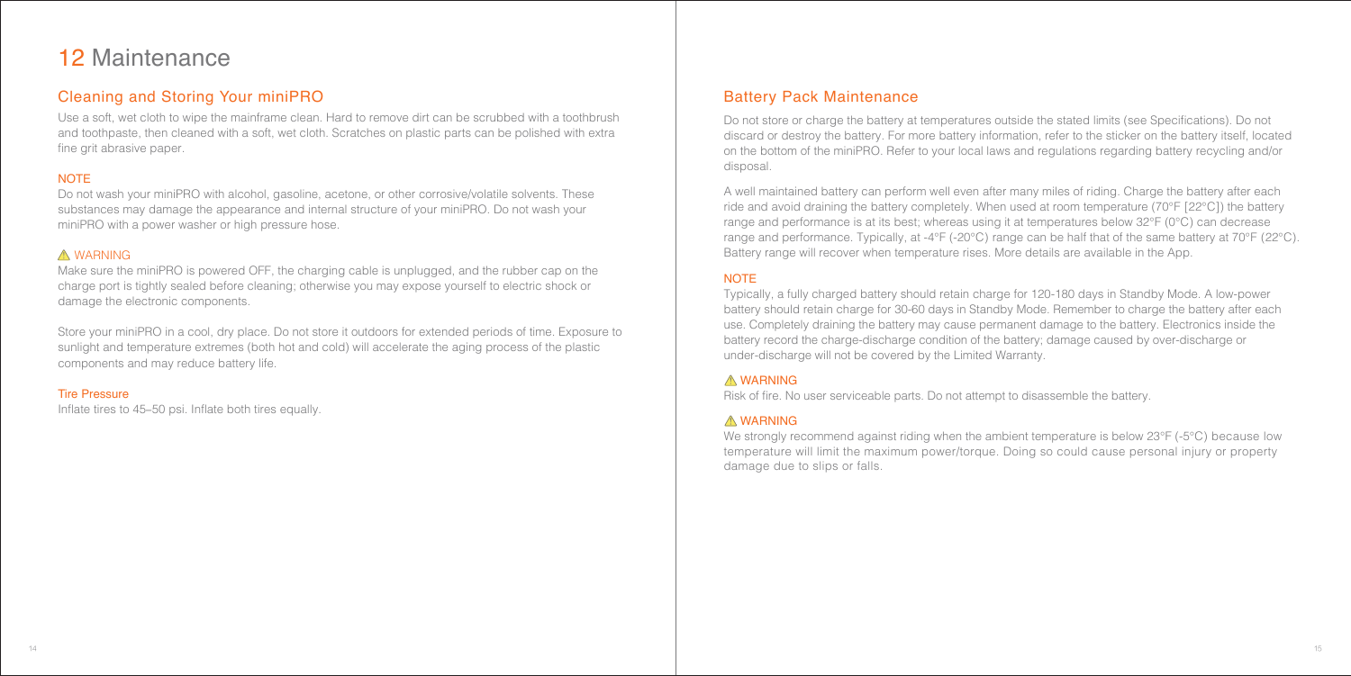# 12 Maintenance

## Cleaning and Storing Your miniPRO

Use a soft, wet cloth to wipe the mainframe clean. Hard to remove dirt can be scrubbed with a toothbrush and toothpaste, then cleaned with a soft, wet cloth. Scratches on plastic parts can be polished with extra fine grit abrasive paper.

### NOTE

Do not wash your miniPRO with alcohol, gasoline, acetone, or other corrosive/volatile solvents. These substances may damage the appearance and internal structure of your miniPRO. Do not wash your miniPRO with a power washer or high pressure hose.

### ⚠ WARNING

Make sure the miniPRO is powered OFF, the charging cable is unplugged, and the rubber cap on the charge port is tightly sealed before cleaning; otherwise you may expose yourself to electric shock or damage the electronic components.

Store your miniPRO in a cool, dry place. Do not store it outdoors for extended periods of time. Exposure to sunlight and temperature extremes (both hot and cold) will accelerate the aging process of the plastic components and may reduce battery life.

### Tire Pressure

Inflate tires to 45–50 psi. Inflate both tires equally.

## Battery Pack Maintenance

Do not store or charge the battery at temperatures outside the stated limits (see Specifications). Do not discard or destroy the battery. For more battery information, refer to the sticker on the battery itself, located on the bottom of the miniPRO. Refer to your local laws and regulations regarding battery recycling and/or disposal.

A well maintained battery can perform well even after many miles of riding. Charge the battery after each ride and avoid draining the battery completely. When used at room temperature (70°F [22°C]) the battery range and performance is at its best; whereas using it at temperatures below 32°F (0°C) can decrease range and performance. Typically, at -4°F (-20°C) range can be half that of the same battery at 70°F (22°C). Battery range will recover when temperature rises. More details are available in the App.

### NOTE

Typically, a fully charged battery should retain charge for 120-180 days in Standby Mode. A low-power battery should retain charge for 30-60 days in Standby Mode. Remember to charge the battery after each use. Completely draining the battery may cause permanent damage to the battery. Electronics inside the battery record the charge-discharge condition of the battery; damage caused by over-discharge or under-discharge will not be covered by the Limited Warranty.

### ⚠ WARNING

Risk of fire. No user serviceable parts. Do not attempt to disassemble the battery.

### ⚠ WARNING

We strongly recommend against riding when the ambient temperature is below 23°F (-5°C) because low temperature will limit the maximum power/torque. Doing so could cause personal injury or property damage due to slips or falls.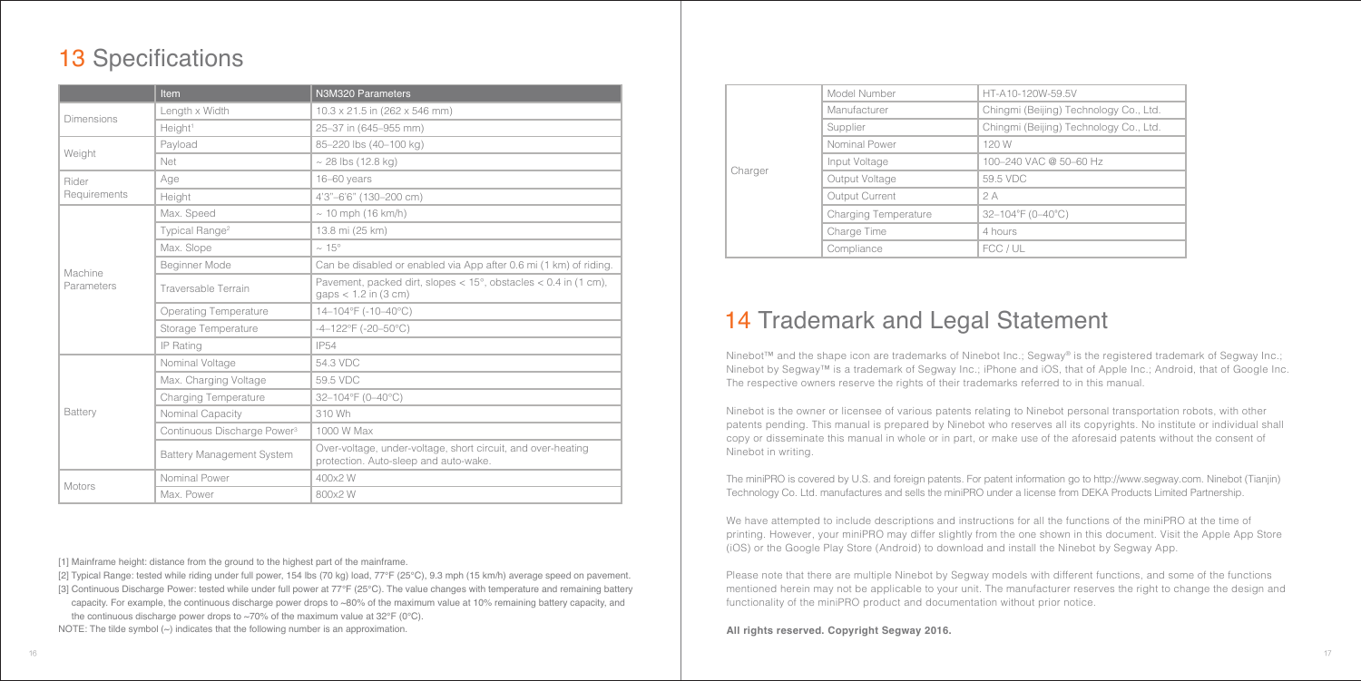## 13 Specifications

| | Item | N3M320 Parameters |
|---|---|---|
| Dimensions | Length x Width | 10.3 x 21.5 in (262 x 546 mm) |
| | Height[1] | 25–37 in (645–955 mm) |
| Weight | Payload | 85–220 lbs (40–100 kg) |
| | Net | ~ 28 lbs (12.8 kg) |
| Rider Requirements | Age | 16–60 years |
| | Height | 4'3"–6'6" (130–200 cm) |
| Machine Parameters | Max. Speed | ~ 10 mph (16 km/h) |
| | Typical Range[2] | 13.8 mi (25 km) |
| | Max. Slope | ~ 15° |
| | Beginner Mode | Can be disabled or enabled via App after 0.6 mi (1 km) of riding. |
| | Traversable Terrain | Pavement, packed dirt, slopes < 15°, obstacles < 0.4 in (1 cm), gaps < 1.2 in (3 cm) |
| | Operating Temperature | 14–104°F (-10–40°C) |
| | Storage Temperature | -4–122°F (-20–50°C) |
| | IP Rating | IP54 |
| Battery | Nominal Voltage | 54.3 VDC |
| | Max. Charging Voltage | 59.5 VDC |
| | Charging Temperature | 32–104°F (0–40°C) |
| | Nominal Capacity | 310 Wh |
| | Continuous Discharge Power[3] | 1000 W Max |
| | Battery Management System | Over-voltage, under-voltage, short circuit, and over-heating protection. Auto-sleep and auto-wake. |
| Motors | Nominal Power | 400x2 W |
| | Max. Power | 800x2 W |

[1] Mainframe height: distance from the ground to the highest part of the mainframe.

[2] Typical Range: tested while riding under full power, 154 lbs (70 kg) load, 77°F (25°C), 9.3 mph (15 km/h) average speed on pavement.

[3] Continuous Discharge Power: tested while under full power at 77°F (25°C). The value changes with temperature and remaining battery capacity. For example, the continuous discharge power drops to ~80% of the maximum value at 10% remaining battery capacity, and the continuous discharge power drops to ~70% of the maximum value at 32°F (0°C).

NOTE: The tilde symbol (~) indicates that the following number is an approximation.

| | | |
|---|---|---|
| Charger | Model Number | HT-A10-120W-59.5V |
| | Manufacturer | Chingmi (Beijing) Technology Co., Ltd. |
| | Supplier | Chingmi (Beijing) Technology Co., Ltd. |
| | Nominal Power | 120 W |
| | Input Voltage | 100–240 VAC @ 50–60 Hz |
| | Output Voltage | 59.5 VDC |
| | Output Current | 2 A |
| | Charging Temperature | 32–104°F (0–40°C) |
| | Charge Time | 4 hours |
| | Compliance | FCC / UL |

## 14 Trademark and Legal Statement

Ninebot™ and the shape icon are trademarks of Ninebot Inc.; Segway® is the registered trademark of Segway Inc.; Ninebot by Segway™ is a trademark of Segway Inc.; iPhone and iOS, that of Apple Inc.; Android, that of Google Inc. The respective owners reserve the rights of their trademarks referred to in this manual.

Ninebot is the owner or licensee of various patents relating to Ninebot personal transportation robots, with other patents pending. This manual is prepared by Ninebot who reserves all its copyrights. No institute or individual shall copy or disseminate this manual in whole or in part, or make use of the aforesaid patents without the consent of Ninebot in writing.

The miniPRO is covered by U.S. and foreign patents. For patent information go to http://www.segway.com. Ninebot (Tianjin) Technology Co. Ltd. manufactures and sells the miniPRO under a license from DEKA Products Limited Partnership.

We have attempted to include descriptions and instructions for all the functions of the miniPRO at the time of printing. However, your miniPRO may differ slightly from the one shown in this document. Visit the Apple App Store (iOS) or the Google Play Store (Android) to download and install the Ninebot by Segway App.

Please note that there are multiple Ninebot by Segway models with different functions, and some of the functions mentioned herein may not be applicable to your unit. The manufacturer reserves the right to change the design and functionality of the miniPRO product and documentation without prior notice.

**All rights reserved. Copyright Segway 2016.**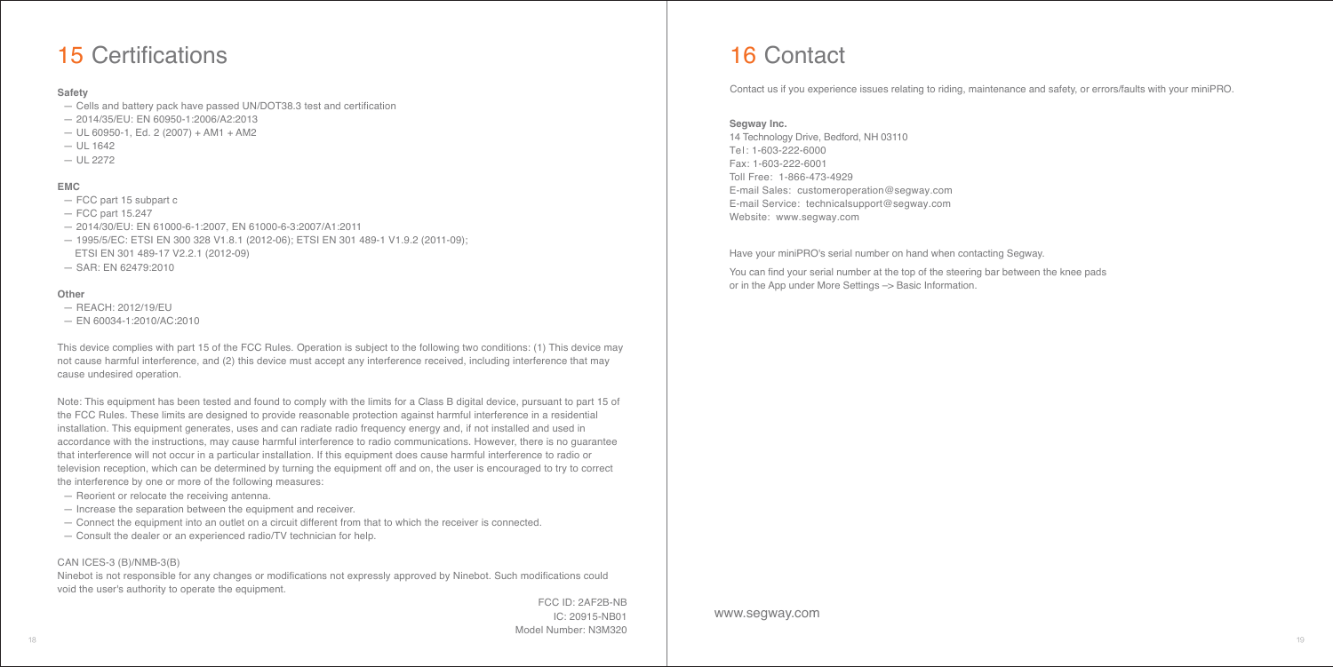# 15 Certifications

**Safety**

- Cells and battery pack have passed UN/DOT38.3 test and certification
- 2014/35/EU: EN 60950-1:2006/A2:2013
- UL 60950-1, Ed. 2 (2007) + AM1 + AM2
- UL 1642
- UL 2272

**EMC**

- FCC part 15 subpart c
- FCC part 15.247
- 2014/30/EU: EN 61000-6-1:2007, EN 61000-6-3:2007/A1:2011
- 1995/5/EC: ETSI EN 300 328 V1.8.1 (2012-06); ETSI EN 301 489-1 V1.9.2 (2011-09); ETSI EN 301 489-17 V2.2.1 (2012-09)
- SAR: EN 62479:2010

**Other**

- REACH: 2012/19/EU
- EN 60034-1:2010/AC:2010

This device complies with part 15 of the FCC Rules. Operation is subject to the following two conditions: (1) This device may not cause harmful interference, and (2) this device must accept any interference received, including interference that may cause undesired operation.

Note: This equipment has been tested and found to comply with the limits for a Class B digital device, pursuant to part 15 of the FCC Rules. These limits are designed to provide reasonable protection against harmful interference in a residential installation. This equipment generates, uses and can radiate radio frequency energy and, if not installed and used in accordance with the instructions, may cause harmful interference to radio communications. However, there is no guarantee that interference will not occur in a particular installation. If this equipment does cause harmful interference to radio or television reception, which can be determined by turning the equipment off and on, the user is encouraged to try to correct the interference by one or more of the following measures:

- Reorient or relocate the receiving antenna.
- Increase the separation between the equipment and receiver.
- Connect the equipment into an outlet on a circuit different from that to which the receiver is connected.
- Consult the dealer or an experienced radio/TV technician for help.

CAN ICES-3 (B)/NMB-3(B)

Ninebot is not responsible for any changes or modifications not expressly approved by Ninebot. Such modifications could void the user's authority to operate the equipment.

FCC ID: 2AF2B-NB
IC: 20915-NB01
Model Number: N3M320

# 16 Contact

Contact us if you experience issues relating to riding, maintenance and safety, or errors/faults with your miniPRO.

**Segway Inc.**
14 Technology Drive, Bedford, NH 03110
Tel: 1-603-222-6000
Fax: 1-603-222-6001
Toll Free: 1-866-473-4929
E-mail Sales: customeroperation@segway.com
E-mail Service: technicalsupport@segway.com
Website: www.segway.com

Have your miniPRO's serial number on hand when contacting Segway.

You can find your serial number at the top of the steering bar between the knee pads or in the App under More Settings –> Basic Information.

www.segway.com